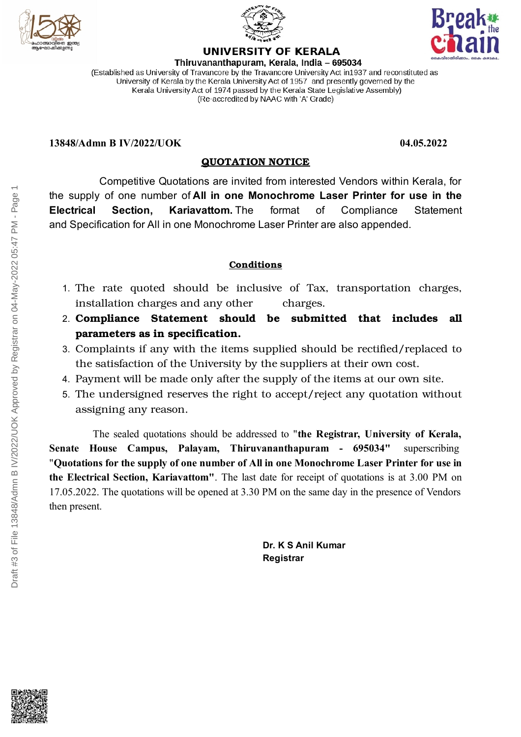# UNIVERSITY OF KERALA

**Thiruvananthapuram, Kerala, India – 695034**

(Established as University of Travancore by the Travancore University Act in1937 and reconstituted as University of Kerala by the Kerala University Act of 1957 and presently governed by the Kerala University Act of 1974 passed by the Kerala State Legislative Assembly)
(Re-accredited by NAAC with 'A' Grade)

**13848/Admn B IV/2022/UOK** **04.05.2022**

## QUOTATION NOTICE

Competitive Quotations are invited from interested Vendors within Kerala, for the supply of one number of **All in one Monochrome Laser Printer for use in the Electrical Section, Kariavattom.** The format of Compliance Statement and Specification for All in one Monochrome Laser Printer are also appended.

### Conditions

1. The rate quoted should be inclusive of Tax, transportation charges, installation charges and any other charges.
2. **Compliance Statement should be submitted that includes all parameters as in specification.**
3. Complaints if any with the items supplied should be rectified/replaced to the satisfaction of the University by the suppliers at their own cost.
4. Payment will be made only after the supply of the items at our own site.
5. The undersigned reserves the right to accept/reject any quotation without assigning any reason.

The sealed quotations should be addressed to "**the Registrar, University of Kerala, Senate House Campus, Palayam, Thiruvananthapuram - 695034"** superscribing "**Quotations for the supply of one number of All in one Monochrome Laser Printer for use in the Electrical Section, Kariavattom"**. The last date for receipt of quotations is at 3.00 PM on 17.05.2022. The quotations will be opened at 3.30 PM on the same day in the presence of Vendors then present.

**Dr. K S Anil Kumar**
**Registrar**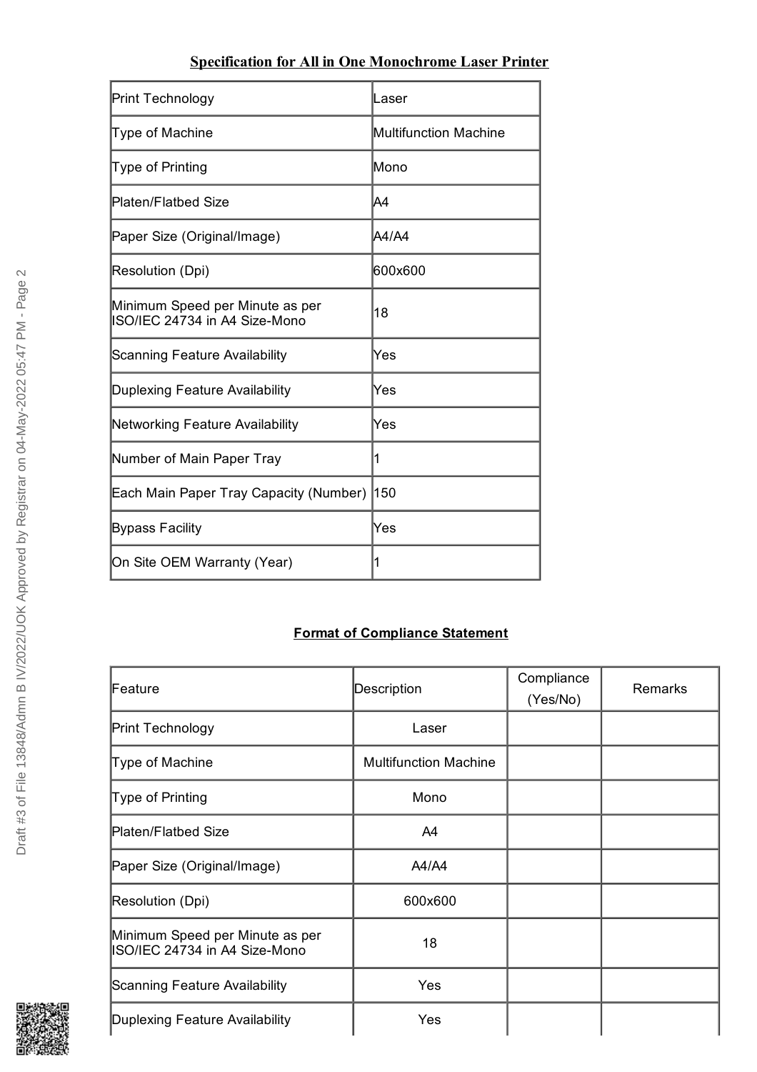## Specification for All in One Monochrome Laser Printer

| | |
|---|---|
| Print Technology | Laser |
| Type of Machine | Multifunction Machine |
| Type of Printing | Mono |
| Platen/Flatbed Size | A4 |
| Paper Size (Original/Image) | A4/A4 |
| Resolution (Dpi) | 600x600 |
| Minimum Speed per Minute as per ISO/IEC 24734 in A4 Size-Mono | 18 |
| Scanning Feature Availability | Yes |
| Duplexing Feature Availability | Yes |
| Networking Feature Availability | Yes |
| Number of Main Paper Tray | 1 |
| Each Main Paper Tray Capacity (Number) | 150 |
| Bypass Facility | Yes |
| On Site OEM Warranty (Year) | 1 |

### Format of Compliance Statement

| Feature | Description | Compliance (Yes/No) | Remarks |
|---|---|---|---|
| Print Technology | Laser | | |
| Type of Machine | Multifunction Machine | | |
| Type of Printing | Mono | | |
| Platen/Flatbed Size | A4 | | |
| Paper Size (Original/Image) | A4/A4 | | |
| Resolution (Dpi) | 600x600 | | |
| Minimum Speed per Minute as per ISO/IEC 24734 in A4 Size-Mono | 18 | | |
| Scanning Feature Availability | Yes | | |
| Duplexing Feature Availability | Yes | | |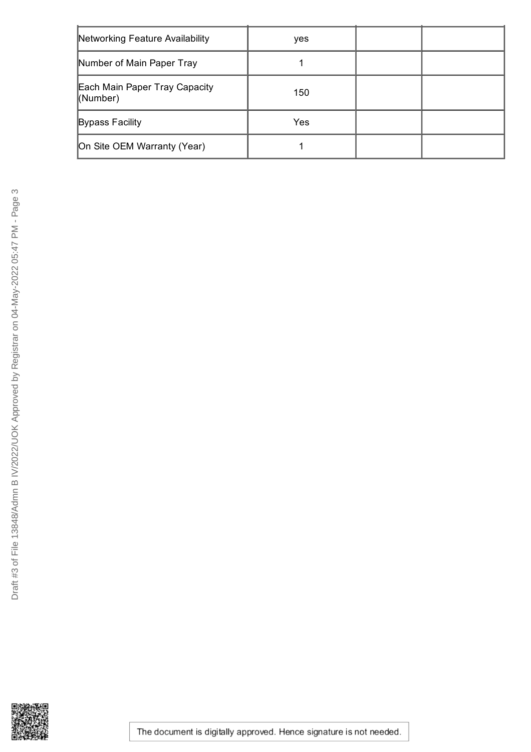| | | | |
|---|---|---|---|
| Networking Feature Availability | yes | | |
| Number of Main Paper Tray | 1 | | |
| Each Main Paper Tray Capacity (Number) | 150 | | |
| Bypass Facility | Yes | | |
| On Site OEM Warranty (Year) | 1 | | |

Draft #3 of File 13848/Admn B IV/2022/UOK Approved by Registrar on 04-May-2022 05:47 PM

The document is digitally approved. Hence signature is not needed.